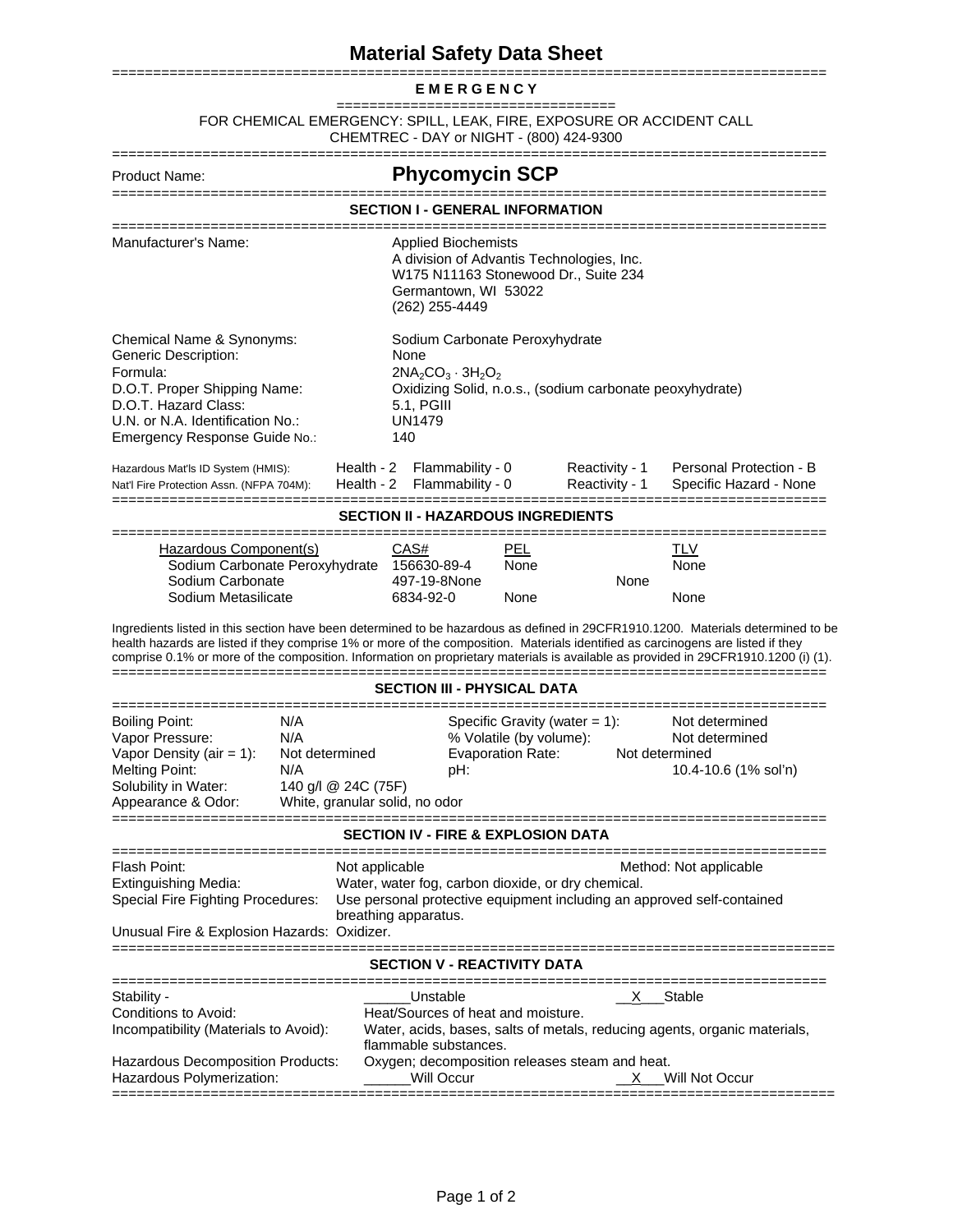# Material Safety Data Sheet

**E M E R G E N C Y**

FOR CHEMICAL EMERGENCY: SPILL, LEAK, FIRE, EXPOSURE OR ACCIDENT CALL
CHEMTREC - DAY or NIGHT - (800) 424-9300

Product Name: **Phycomycin SCP**

## SECTION I - GENERAL INFORMATION

Manufacturer's Name:
Applied Biochemists
A division of Advantis Technologies, Inc.
W175 N11163 Stonewood Dr., Suite 234
Germantown, WI 53022
(262) 255-4449

| | |
|---|---|
| Chemical Name & Synonyms: | Sodium Carbonate Peroxyhydrate |
| Generic Description: | None |
| Formula: | $2NA_2CO_3 \cdot 3H_2O_2$ |
| D.O.T. Proper Shipping Name: | Oxidizing Solid, n.o.s., (sodium carbonate peoxyhydrate) |
| D.O.T. Hazard Class: | 5.1, PGIII |
| U.N. or N.A. Identification No.: | UN1479 |
| Emergency Response Guide No.: | 140 |

| | | | | |
|---|---|---|---|---|
| Hazardous Mat'ls ID System (HMIS): | Health - 2 | Flammability - 0 | Reactivity - 1 | Personal Protection - B |
| Nat'l Fire Protection Assn. (NFPA 704M): | Health - 2 | Flammability - 0 | Reactivity - 1 | Specific Hazard - None |

## SECTION II - HAZARDOUS INGREDIENTS

| Hazardous Component(s) | CAS# | PEL | TLV |
|---|---|---|---|
| Sodium Carbonate Peroxyhydrate | 156630-89-4 | None | None |
| Sodium Carbonate | 497-19-8None | | None |
| Sodium Metasilicate | 6834-92-0 | None | None |

Ingredients listed in this section have been determined to be hazardous as defined in 29CFR1910.1200. Materials determined to be health hazards are listed if they comprise 1% or more of the composition. Materials identified as carcinogens are listed if they comprise 0.1% or more of the composition. Information on proprietary materials is available as provided in 29CFR1910.1200 (i) (1).

## SECTION III - PHYSICAL DATA

| | | | |
|---|---|---|---|
| Boiling Point: | N/A | Specific Gravity (water = 1): | Not determined |
| Vapor Pressure: | N/A | % Volatile (by volume): | Not determined |
| Vapor Density (air = 1): | Not determined | Evaporation Rate: | Not determined |
| Melting Point: | N/A | pH: | 10.4-10.6 (1% sol'n) |
| Solubility in Water: | 140 g/l @ 24C (75F) | | |
| Appearance & Odor: | White, granular solid, no odor | | |

## SECTION IV - FIRE & EXPLOSION DATA

Flash Point: Not applicable  Method: Not applicable
Extinguishing Media: Water, water fog, carbon dioxide, or dry chemical.
Special Fire Fighting Procedures: Use personal protective equipment including an approved self-contained breathing apparatus.
Unusual Fire & Explosion Hazards: Oxidizer.

## SECTION V - REACTIVITY DATA

Stability - ______Unstable  __X___Stable
Conditions to Avoid: Heat/Sources of heat and moisture.
Incompatibility (Materials to Avoid): Water, acids, bases, salts of metals, reducing agents, organic materials, flammable substances.
Hazardous Decomposition Products: Oxygen; decomposition releases steam and heat.
Hazardous Polymerization: ______Will Occur  __X___Will Not Occur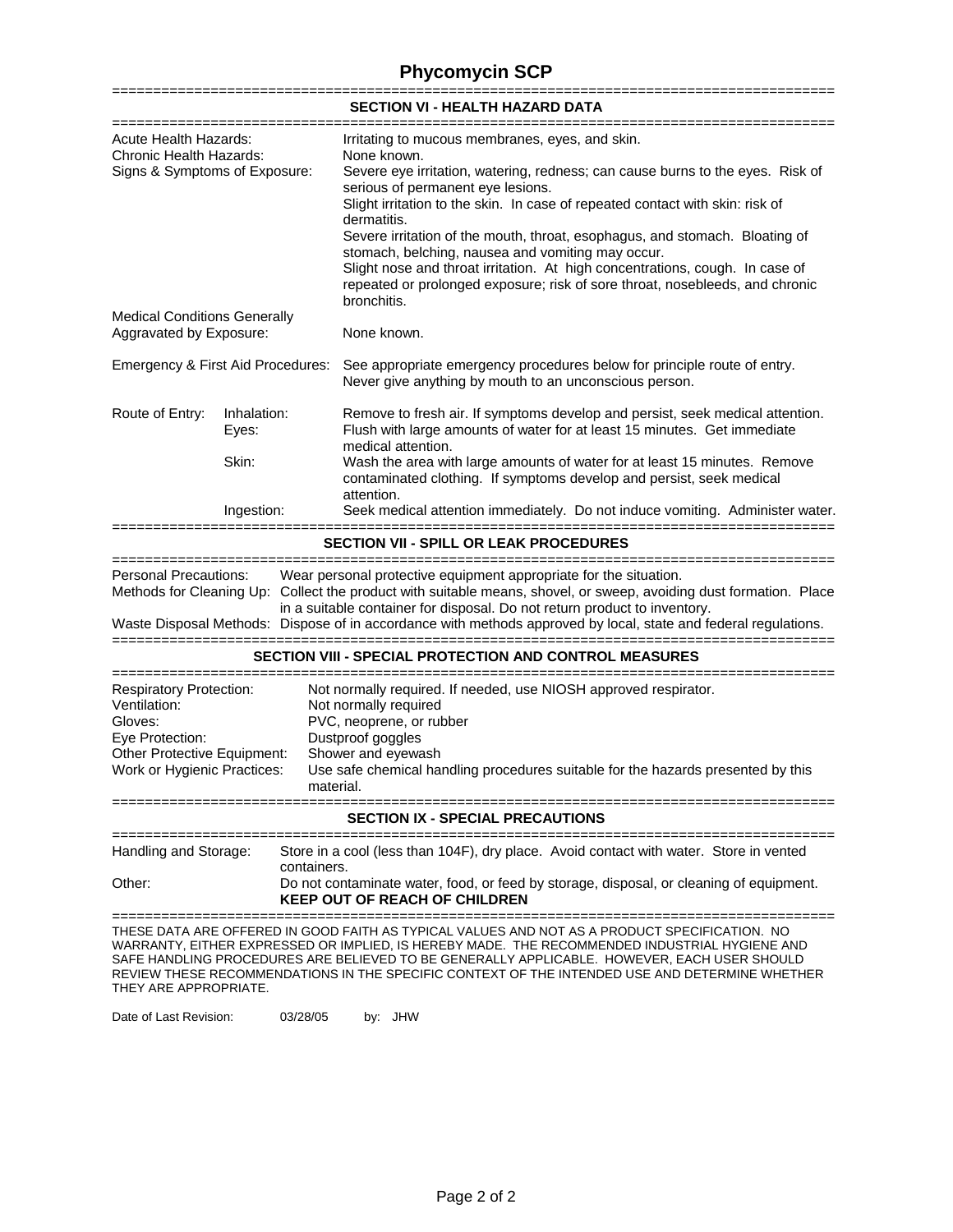# Phycomycin SCP

## SECTION VI - HEALTH HAZARD DATA

| | |
|---|---|
| Acute Health Hazards: | Irritating to mucous membranes, eyes, and skin. |
| Chronic Health Hazards: | None known. |
| Signs & Symptoms of Exposure: | Severe eye irritation, watering, redness; can cause burns to the eyes. Risk of serious of permanent eye lesions.<br>Slight irritation to the skin. In case of repeated contact with skin: risk of dermatitis.<br>Severe irritation of the mouth, throat, esophagus, and stomach. Bloating of stomach, belching, nausea and vomiting may occur.<br>Slight nose and throat irritation. At high concentrations, cough. In case of repeated or prolonged exposure; risk of sore throat, nosebleeds, and chronic bronchitis. |
| Medical Conditions Generally Aggravated by Exposure: | None known. |
| Emergency & First Aid Procedures: | See appropriate emergency procedures below for principle route of entry. Never give anything by mouth to an unconscious person. |

| | | |
|---|---|---|
| Route of Entry: | Inhalation: | Remove to fresh air. If symptoms develop and persist, seek medical attention. |
| | Eyes: | Flush with large amounts of water for at least 15 minutes. Get immediate medical attention. |
| | Skin: | Wash the area with large amounts of water for at least 15 minutes. Remove contaminated clothing. If symptoms develop and persist, seek medical attention. |
| | Ingestion: | Seek medical attention immediately. Do not induce vomiting. Administer water. |

## SECTION VII - SPILL OR LEAK PROCEDURES

| | |
|---|---|
| Personal Precautions: | Wear personal protective equipment appropriate for the situation. |
| Methods for Cleaning Up: | Collect the product with suitable means, shovel, or sweep, avoiding dust formation. Place in a suitable container for disposal. Do not return product to inventory. |
| Waste Disposal Methods: | Dispose of in accordance with methods approved by local, state and federal regulations. |

## SECTION VIII - SPECIAL PROTECTION AND CONTROL MEASURES

| | |
|---|---|
| Respiratory Protection: | Not normally required. If needed, use NIOSH approved respirator. |
| Ventilation: | Not normally required |
| Gloves: | PVC, neoprene, or rubber |
| Eye Protection: | Dustproof goggles |
| Other Protective Equipment: | Shower and eyewash |
| Work or Hygienic Practices: | Use safe chemical handling procedures suitable for the hazards presented by this material. |

## SECTION IX - SPECIAL PRECAUTIONS

| | |
|---|---|
| Handling and Storage: | Store in a cool (less than 104F), dry place. Avoid contact with water. Store in vented containers. |
| Other: | Do not contaminate water, food, or feed by storage, disposal, or cleaning of equipment.<br>**KEEP OUT OF REACH OF CHILDREN** |

THESE DATA ARE OFFERED IN GOOD FAITH AS TYPICAL VALUES AND NOT AS A PRODUCT SPECIFICATION. NO WARRANTY, EITHER EXPRESSED OR IMPLIED, IS HEREBY MADE. THE RECOMMENDED INDUSTRIAL HYGIENE AND SAFE HANDLING PROCEDURES ARE BELIEVED TO BE GENERALLY APPLICABLE. HOWEVER, EACH USER SHOULD REVIEW THESE RECOMMENDATIONS IN THE SPECIFIC CONTEXT OF THE INTENDED USE AND DETERMINE WHETHER THEY ARE APPROPRIATE.

Date of Last Revision: 03/28/05 by: JHW